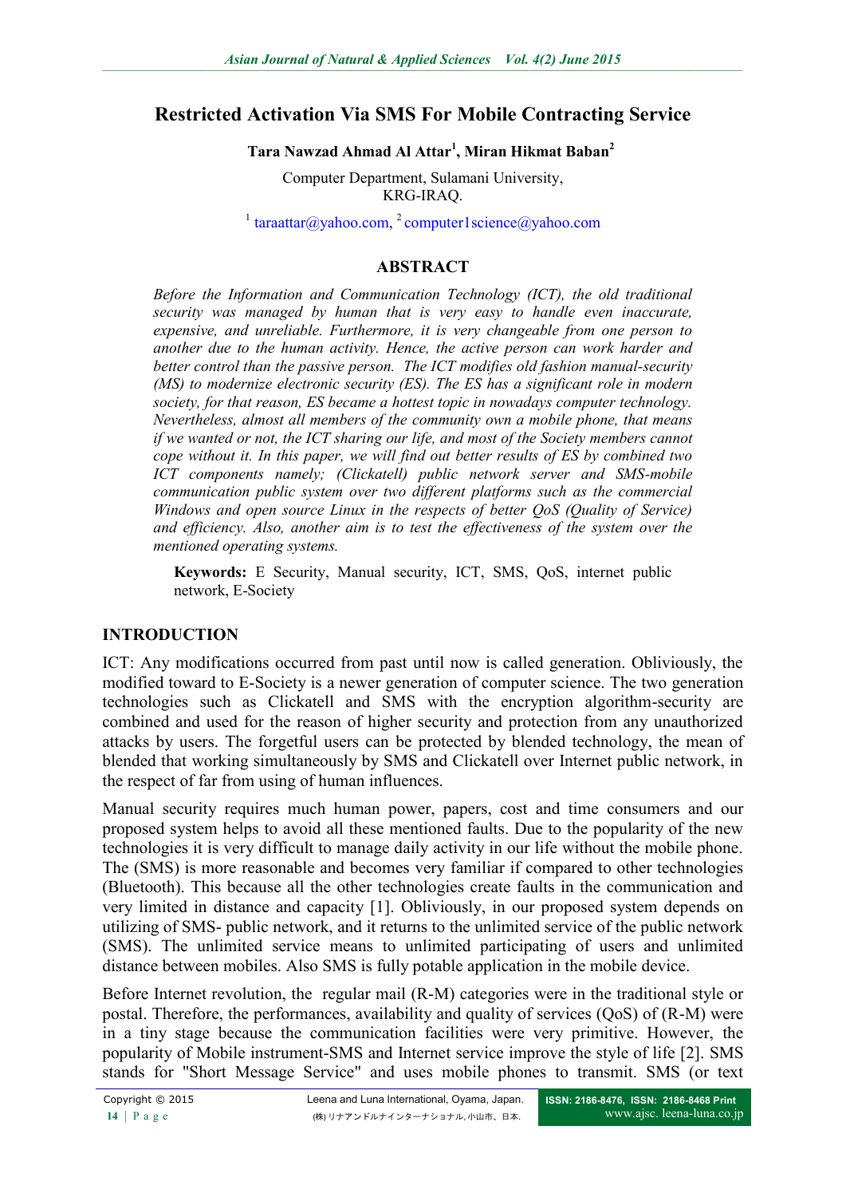# Restricted Activation Via SMS For Mobile Contracting Service

**Tara Nawzad Ahmad Al Attar[1], Miran Hikmat Baban[2]**

Computer Department, Sulamani University,
KRG-IRAQ.

[1] taraattar@yahoo.com, [2] computer1science@yahoo.com

## ABSTRACT

*Before the Information and Communication Technology (ICT), the old traditional security was managed by human that is very easy to handle even inaccurate, expensive, and unreliable. Furthermore, it is very changeable from one person to another due to the human activity. Hence, the active person can work harder and better control than the passive person. The ICT modifies old fashion manual-security (MS) to modernize electronic security (ES). The ES has a significant role in modern society, for that reason, ES became a hottest topic in nowadays computer technology. Nevertheless, almost all members of the community own a mobile phone, that means if we wanted or not, the ICT sharing our life, and most of the Society members cannot cope without it. In this paper, we will find out better results of ES by combined two ICT components namely; (Clickatell) public network server and SMS-mobile communication public system over two different platforms such as the commercial Windows and open source Linux in the respects of better QoS (Quality of Service) and efficiency. Also, another aim is to test the effectiveness of the system over the mentioned operating systems.*

**Keywords:** E Security, Manual security, ICT, SMS, QoS, internet public network, E-Society

## INTRODUCTION

ICT: Any modifications occurred from past until now is called generation. Obliviously, the modified toward to E-Society is a newer generation of computer science. The two generation technologies such as Clickatell and SMS with the encryption algorithm-security are combined and used for the reason of higher security and protection from any unauthorized attacks by users. The forgetful users can be protected by blended technology, the mean of blended that working simultaneously by SMS and Clickatell over Internet public network, in the respect of far from using of human influences.

Manual security requires much human power, papers, cost and time consumers and our proposed system helps to avoid all these mentioned faults. Due to the popularity of the new technologies it is very difficult to manage daily activity in our life without the mobile phone. The (SMS) is more reasonable and becomes very familiar if compared to other technologies (Bluetooth). This because all the other technologies create faults in the communication and very limited in distance and capacity [1]. Obliviously, in our proposed system depends on utilizing of SMS- public network, and it returns to the unlimited service of the public network (SMS). The unlimited service means to unlimited participating of users and unlimited distance between mobiles. Also SMS is fully potable application in the mobile device.

Before Internet revolution, the regular mail (R-M) categories were in the traditional style or postal. Therefore, the performances, availability and quality of services (QoS) of (R-M) were in a tiny stage because the communication facilities were very primitive. However, the popularity of Mobile instrument-SMS and Internet service improve the style of life [2]. SMS stands for "Short Message Service" and uses mobile phones to transmit. SMS (or text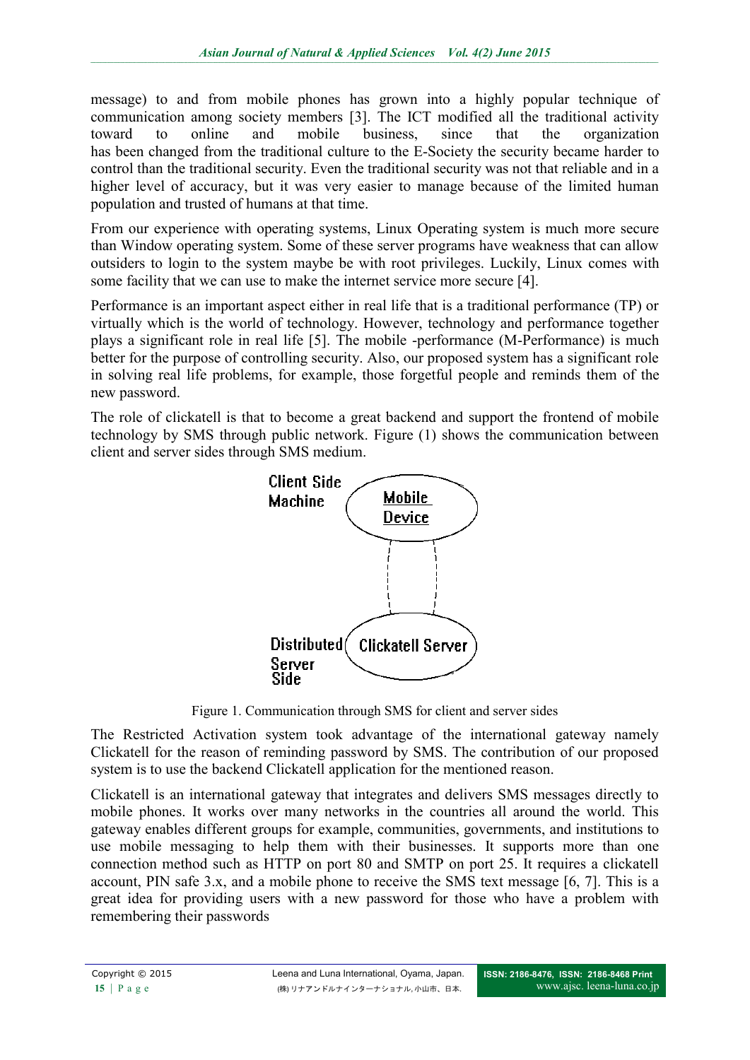message) to and from mobile phones has grown into a highly popular technique of communication among society members [3]. The ICT modified all the traditional activity toward to online and mobile business, since that the organization has been changed from the traditional culture to the E-Society the security became harder to control than the traditional security. Even the traditional security was not that reliable and in a higher level of accuracy, but it was very easier to manage because of the limited human population and trusted of humans at that time.

From our experience with operating systems, Linux Operating system is much more secure than Window operating system. Some of these server programs have weakness that can allow outsiders to login to the system maybe be with root privileges. Luckily, Linux comes with some facility that we can use to make the internet service more secure [4].

Performance is an important aspect either in real life that is a traditional performance (TP) or virtually which is the world of technology. However, technology and performance together plays a significant role in real life [5]. The mobile -performance (M-Performance) is much better for the purpose of controlling security. Also, our proposed system has a significant role in solving real life problems, for example, those forgetful people and reminds them of the new password.

The role of clickatell is that to become a great backend and support the frontend of mobile technology by SMS through public network. Figure (1) shows the communication between client and server sides through SMS medium.

Client Side Machine — Mobile Device

Distributed Server Side — Clickatell Server

Figure 1. Communication through SMS for client and server sides

The Restricted Activation system took advantage of the international gateway namely Clickatell for the reason of reminding password by SMS. The contribution of our proposed system is to use the backend Clickatell application for the mentioned reason.

Clickatell is an international gateway that integrates and delivers SMS messages directly to mobile phones. It works over many networks in the countries all around the world. This gateway enables different groups for example, communities, governments, and institutions to use mobile messaging to help them with their businesses. It supports more than one connection method such as HTTP on port 80 and SMTP on port 25. It requires a clickatell account, PIN safe 3.x, and a mobile phone to receive the SMS text message [6, 7]. This is a great idea for providing users with a new password for those who have a problem with remembering their passwords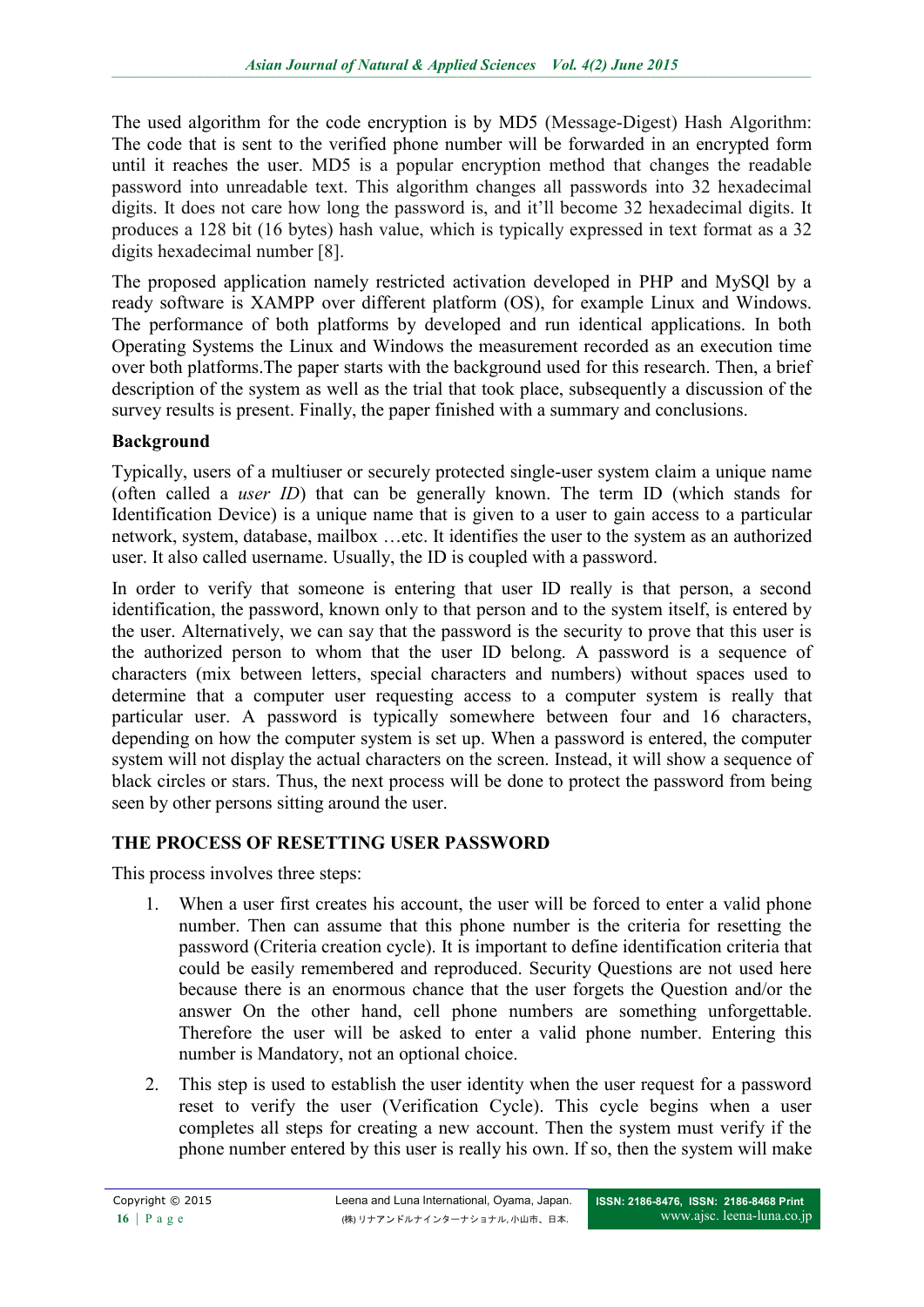The used algorithm for the code encryption is by MD5 (Message-Digest) Hash Algorithm: The code that is sent to the verified phone number will be forwarded in an encrypted form until it reaches the user. MD5 is a popular encryption method that changes the readable password into unreadable text. This algorithm changes all passwords into 32 hexadecimal digits. It does not care how long the password is, and it'll become 32 hexadecimal digits. It produces a 128 bit (16 bytes) hash value, which is typically expressed in text format as a 32 digits hexadecimal number [8].

The proposed application namely restricted activation developed in PHP and MySQl by a ready software is XAMPP over different platform (OS), for example Linux and Windows. The performance of both platforms by developed and run identical applications. In both Operating Systems the Linux and Windows the measurement recorded as an execution time over both platforms.The paper starts with the background used for this research. Then, a brief description of the system as well as the trial that took place, subsequently a discussion of the survey results is present. Finally, the paper finished with a summary and conclusions.

**Background**

Typically, users of a multiuser or securely protected single-user system claim a unique name (often called a *user ID*) that can be generally known. The term ID (which stands for Identification Device) is a unique name that is given to a user to gain access to a particular network, system, database, mailbox …etc. It identifies the user to the system as an authorized user. It also called username. Usually, the ID is coupled with a password.

In order to verify that someone is entering that user ID really is that person, a second identification, the password, known only to that person and to the system itself, is entered by the user. Alternatively, we can say that the password is the security to prove that this user is the authorized person to whom that the user ID belong. A password is a sequence of characters (mix between letters, special characters and numbers) without spaces used to determine that a computer user requesting access to a computer system is really that particular user. A password is typically somewhere between four and 16 characters, depending on how the computer system is set up. When a password is entered, the computer system will not display the actual characters on the screen. Instead, it will show a sequence of black circles or stars. Thus, the next process will be done to protect the password from being seen by other persons sitting around the user.

## THE PROCESS OF RESETTING USER PASSWORD

This process involves three steps:

1. When a user first creates his account, the user will be forced to enter a valid phone number. Then can assume that this phone number is the criteria for resetting the password (Criteria creation cycle). It is important to define identification criteria that could be easily remembered and reproduced. Security Questions are not used here because there is an enormous chance that the user forgets the Question and/or the answer On the other hand, cell phone numbers are something unforgettable. Therefore the user will be asked to enter a valid phone number. Entering this number is Mandatory, not an optional choice.
2. This step is used to establish the user identity when the user request for a password reset to verify the user (Verification Cycle). This cycle begins when a user completes all steps for creating a new account. Then the system must verify if the phone number entered by this user is really his own. If so, then the system will make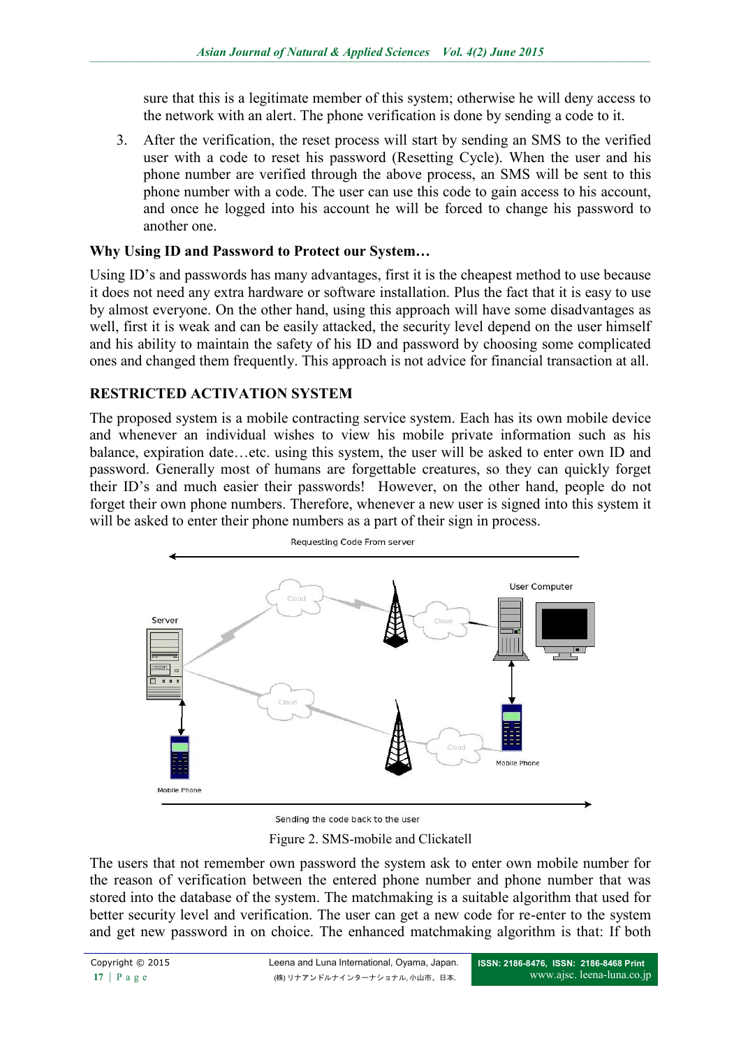sure that this is a legitimate member of this system; otherwise he will deny access to the network with an alert. The phone verification is done by sending a code to it.

3. After the verification, the reset process will start by sending an SMS to the verified user with a code to reset his password (Resetting Cycle). When the user and his phone number are verified through the above process, an SMS will be sent to this phone number with a code. The user can use this code to gain access to his account, and once he logged into his account he will be forced to change his password to another one.

### Why Using ID and Password to Protect our System…

Using ID's and passwords has many advantages, first it is the cheapest method to use because it does not need any extra hardware or software installation. Plus the fact that it is easy to use by almost everyone. On the other hand, using this approach will have some disadvantages as well, first it is weak and can be easily attacked, the security level depend on the user himself and his ability to maintain the safety of his ID and password by choosing some complicated ones and changed them frequently. This approach is not advice for financial transaction at all.

## RESTRICTED ACTIVATION SYSTEM

The proposed system is a mobile contracting service system. Each has its own mobile device and whenever an individual wishes to view his mobile private information such as his balance, expiration date…etc. using this system, the user will be asked to enter own ID and password. Generally most of humans are forgettable creatures, so they can quickly forget their ID's and much easier their passwords! However, on the other hand, people do not forget their own phone numbers. Therefore, whenever a new user is signed into this system it will be asked to enter their phone numbers as a part of their sign in process.

Figure 2. SMS-mobile and Clickatell

The users that not remember own password the system ask to enter own mobile number for the reason of verification between the entered phone number and phone number that was stored into the database of the system. The matchmaking is a suitable algorithm that used for better security level and verification. The user can get a new code for re-enter to the system and get new password in on choice. The enhanced matchmaking algorithm is that: If both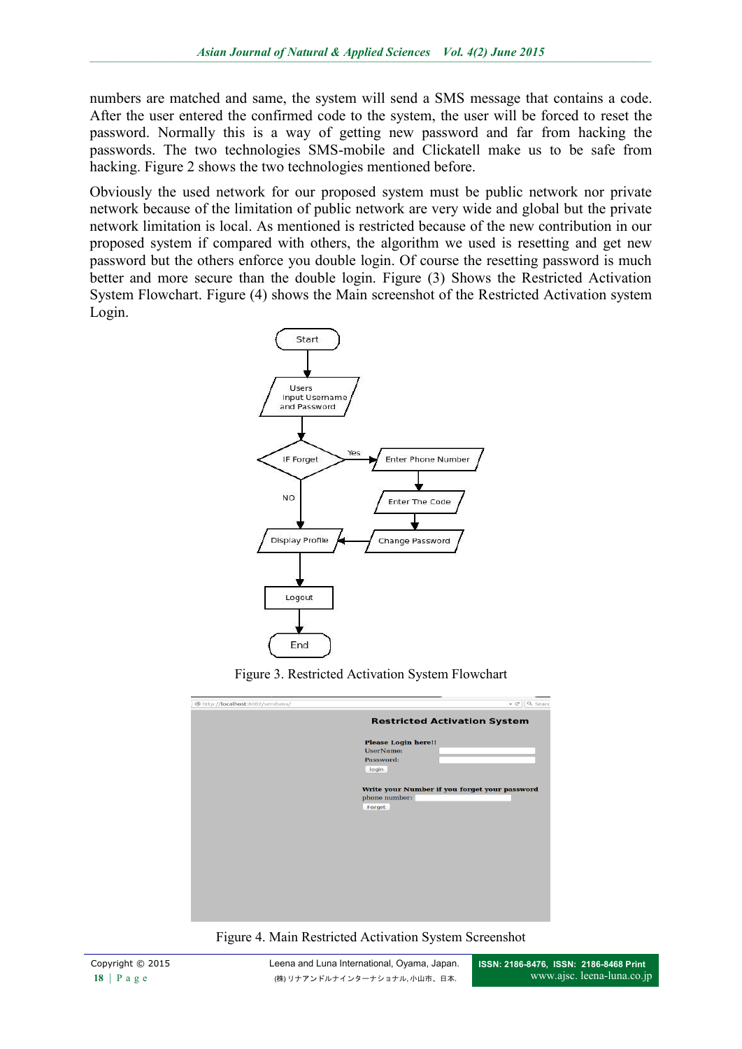numbers are matched and same, the system will send a SMS message that contains a code. After the user entered the confirmed code to the system, the user will be forced to reset the password. Normally this is a way of getting new password and far from hacking the passwords. The two technologies SMS-mobile and Clickatell make us to be safe from hacking. Figure 2 shows the two technologies mentioned before.

Obviously the used network for our proposed system must be public network nor private network because of the limitation of public network are very wide and global but the private network limitation is local. As mentioned is restricted because of the new contribution in our proposed system if compared with others, the algorithm we used is resetting and get new password but the others enforce you double login. Of course the resetting password is much better and more secure than the double login. Figure (3) Shows the Restricted Activation System Flowchart. Figure (4) shows the Main screenshot of the Restricted Activation system Login.

Figure 3. Restricted Activation System Flowchart

Figure 4. Main Restricted Activation System Screenshot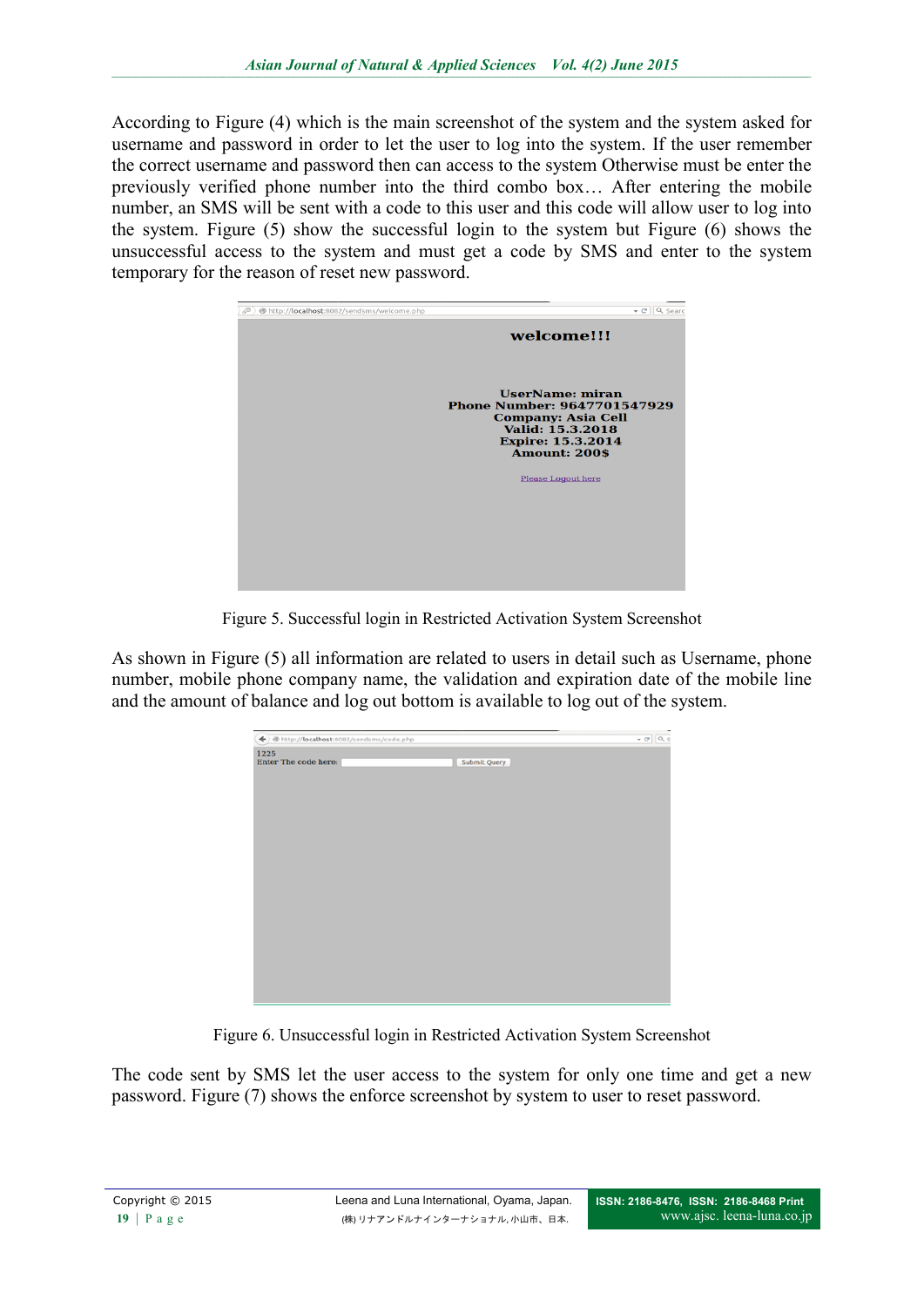According to Figure (4) which is the main screenshot of the system and the system asked for username and password in order to let the user to log into the system. If the user remember the correct username and password then can access to the system Otherwise must be enter the previously verified phone number into the third combo box… After entering the mobile number, an SMS will be sent with a code to this user and this code will allow user to log into the system. Figure (5) show the successful login to the system but Figure (6) shows the unsuccessful access to the system and must get a code by SMS and enter to the system temporary for the reason of reset new password.

Figure 5. Successful login in Restricted Activation System Screenshot

As shown in Figure (5) all information are related to users in detail such as Username, phone number, mobile phone company name, the validation and expiration date of the mobile line and the amount of balance and log out bottom is available to log out of the system.

Figure 6. Unsuccessful login in Restricted Activation System Screenshot

The code sent by SMS let the user access to the system for only one time and get a new password. Figure (7) shows the enforce screenshot by system to user to reset password.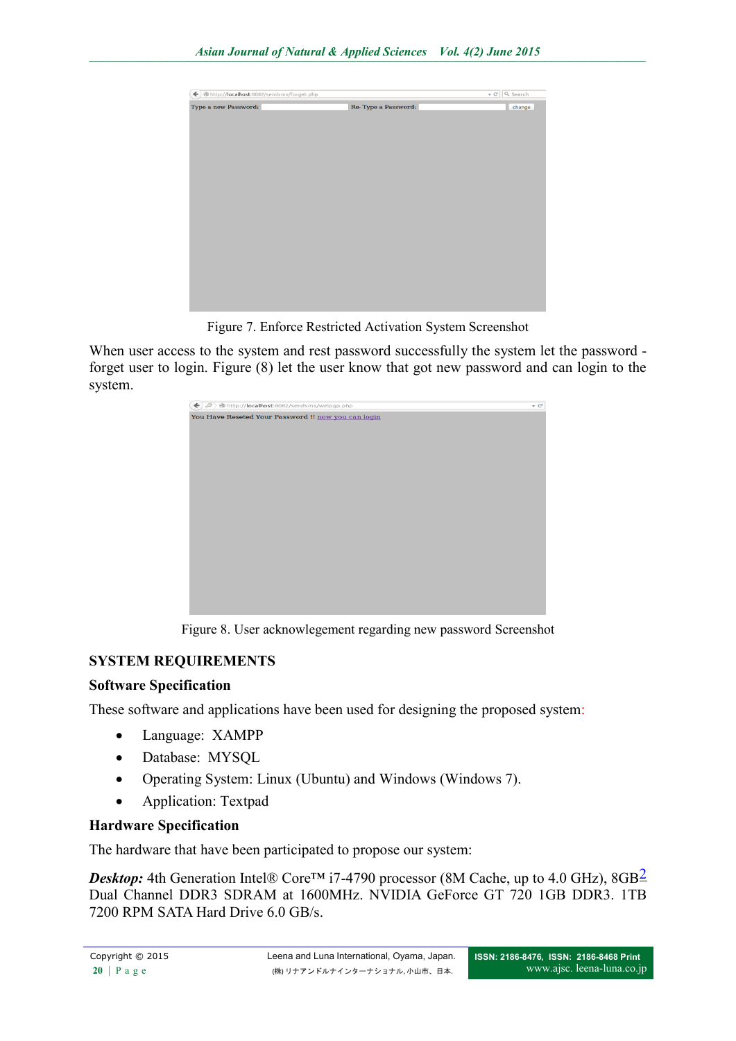Figure 7. Enforce Restricted Activation System Screenshot

When user access to the system and rest password successfully the system let the password - forget user to login. Figure (8) let the user know that got new password and can login to the system.

Figure 8. User acknowlegement regarding new password Screenshot

## SYSTEM REQUIREMENTS

### Software Specification

These software and applications have been used for designing the proposed system:

- Language: XAMPP
- Database: MYSQL
- Operating System: Linux (Ubuntu) and Windows (Windows 7).
- Application: Textpad

### Hardware Specification

The hardware that have been participated to propose our system:

***Desktop:*** 4th Generation Intel® Core™ i7-4790 processor (8M Cache, up to 4.0 GHz), 8GB[2] Dual Channel DDR3 SDRAM at 1600MHz. NVIDIA GeForce GT 720 1GB DDR3. 1TB 7200 RPM SATA Hard Drive 6.0 GB/s.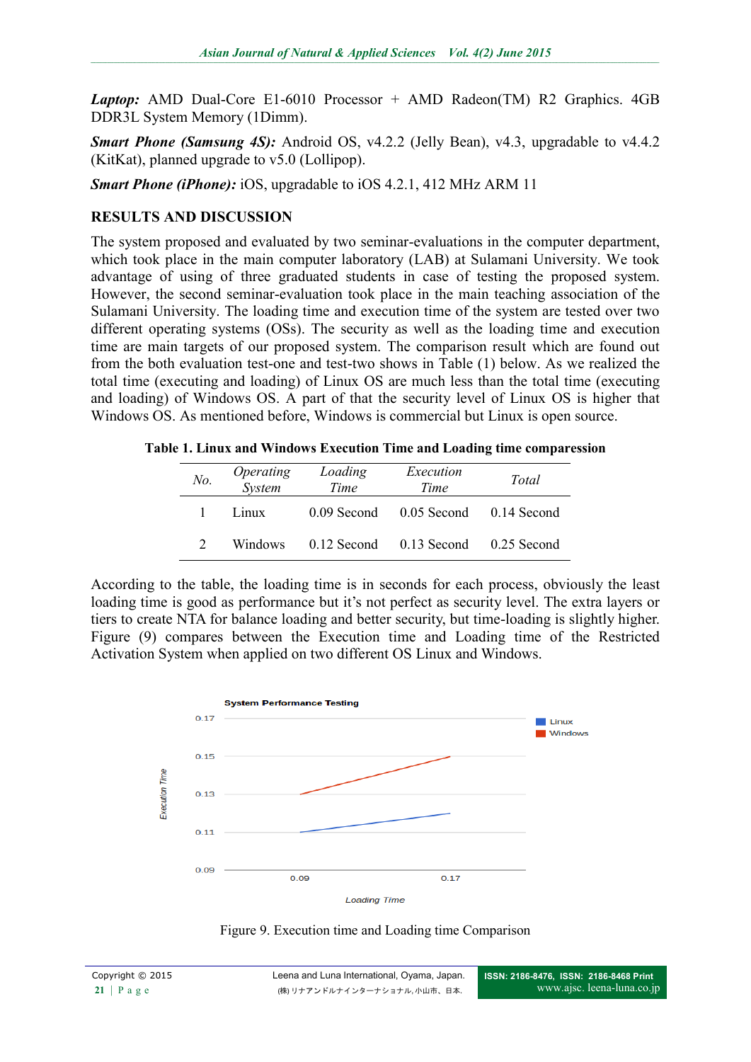***Laptop:*** AMD Dual-Core E1-6010 Processor + AMD Radeon(TM) R2 Graphics. 4GB DDR3L System Memory (1Dimm).

***Smart Phone (Samsung 4S):*** Android OS, v4.2.2 (Jelly Bean), v4.3, upgradable to v4.4.2 (KitKat), planned upgrade to v5.0 (Lollipop).

***Smart Phone (iPhone):*** iOS, upgradable to iOS 4.2.1, 412 MHz ARM 11

## RESULTS AND DISCUSSION

The system proposed and evaluated by two seminar-evaluations in the computer department, which took place in the main computer laboratory (LAB) at Sulamani University. We took advantage of using of three graduated students in case of testing the proposed system. However, the second seminar-evaluation took place in the main teaching association of the Sulamani University. The loading time and execution time of the system are tested over two different operating systems (OSs). The security as well as the loading time and execution time are main targets of our proposed system. The comparison result which are found out from the both evaluation test-one and test-two shows in Table (1) below. As we realized the total time (executing and loading) of Linux OS are much less than the total time (executing and loading) of Windows OS. A part of that the security level of Linux OS is higher that Windows OS. As mentioned before, Windows is commercial but Linux is open source.

**Table 1. Linux and Windows Execution Time and Loading time comparession**

| *No.* | *Operating System* | *Loading Time* | *Execution Time* | *Total* |
|---|---|---|---|---|
| 1 | Linux | 0.09 Second | 0.05 Second | 0.14 Second |
| 2 | Windows | 0.12 Second | 0.13 Second | 0.25 Second |

According to the table, the loading time is in seconds for each process, obviously the least loading time is good as performance but it's not perfect as security level. The extra layers or tiers to create NTA for balance loading and better security, but time-loading is slightly higher. Figure (9) compares between the Execution time and Loading time of the Restricted Activation System when applied on two different OS Linux and Windows.

Figure 9. Execution time and Loading time Comparison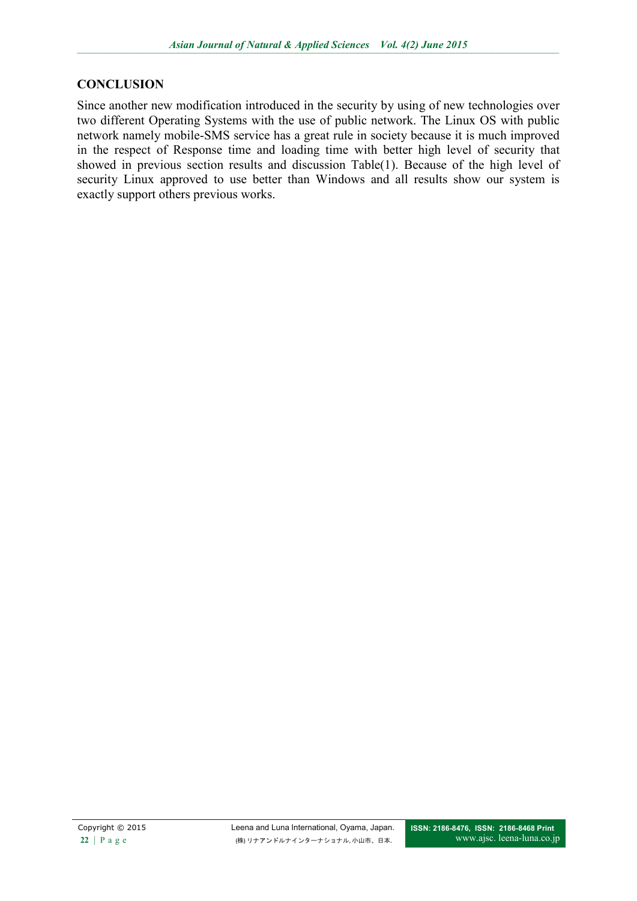## CONCLUSION

Since another new modification introduced in the security by using of new technologies over two different Operating Systems with the use of public network. The Linux OS with public network namely mobile-SMS service has a great rule in society because it is much improved in the respect of Response time and loading time with better high level of security that showed in previous section results and discussion Table(1). Because of the high level of security Linux approved to use better than Windows and all results show our system is exactly support others previous works.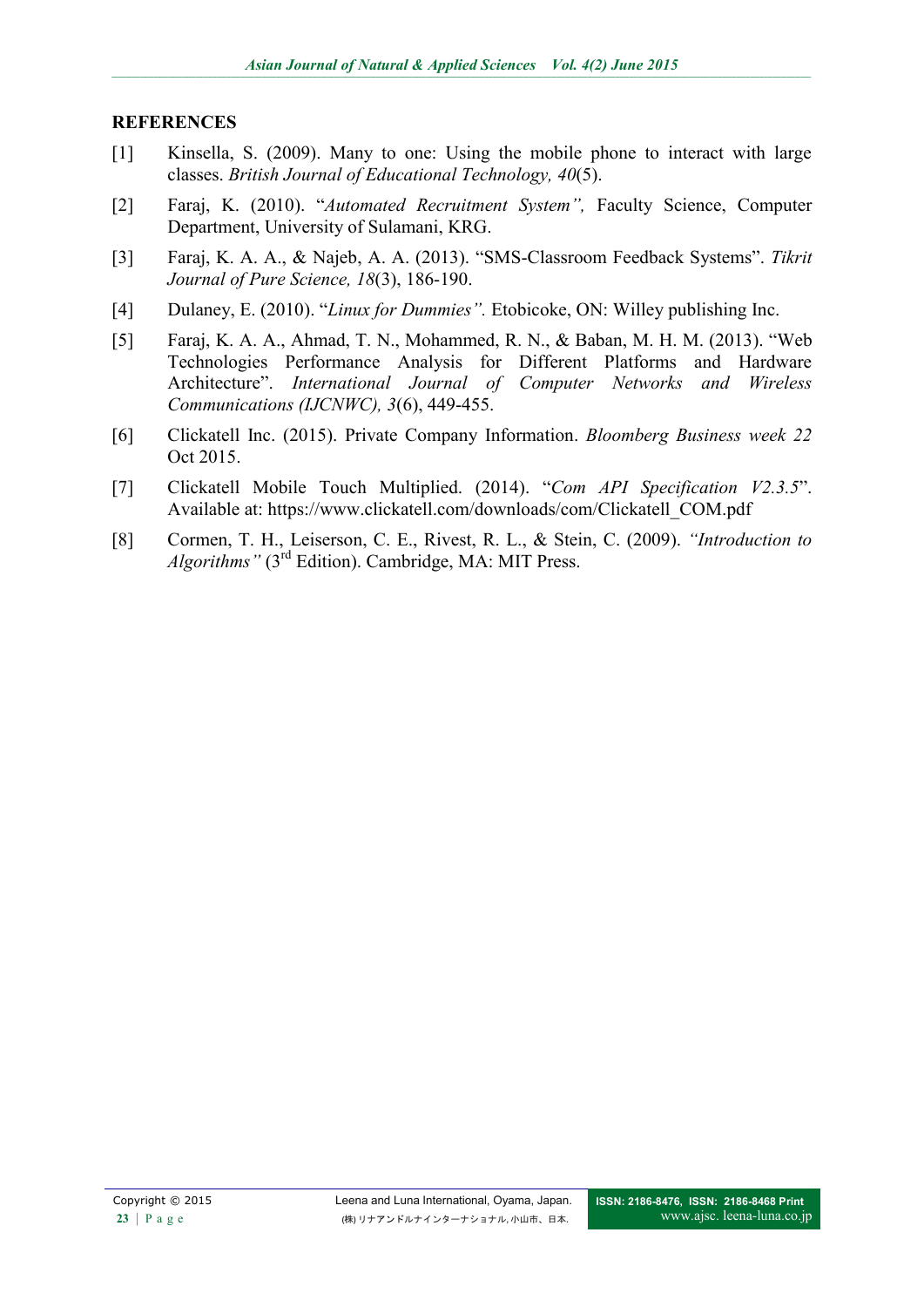## REFERENCES

[1] Kinsella, S. (2009). Many to one: Using the mobile phone to interact with large classes. *British Journal of Educational Technology, 40*(5).

[2] Faraj, K. (2010). "*Automated Recruitment System",* Faculty Science, Computer Department, University of Sulamani, KRG.

[3] Faraj, K. A. A., & Najeb, A. A. (2013). "SMS-Classroom Feedback Systems". *Tikrit Journal of Pure Science, 18*(3), 186-190.

[4] Dulaney, E. (2010). "*Linux for Dummies".* Etobicoke, ON: Willey publishing Inc.

[5] Faraj, K. A. A., Ahmad, T. N., Mohammed, R. N., & Baban, M. H. M. (2013). "Web Technologies Performance Analysis for Different Platforms and Hardware Architecture". *International Journal of Computer Networks and Wireless Communications (IJCNWC), 3*(6), 449-455.

[6] Clickatell Inc. (2015). Private Company Information. *Bloomberg Business week 22* Oct 2015.

[7] Clickatell Mobile Touch Multiplied. (2014). "*Com API Specification V2.3.5*". Available at: https://www.clickatell.com/downloads/com/Clickatell_COM.pdf

[8] Cormen, T. H., Leiserson, C. E., Rivest, R. L., & Stein, C. (2009). *"Introduction to Algorithms"* (3rd Edition). Cambridge, MA: MIT Press.